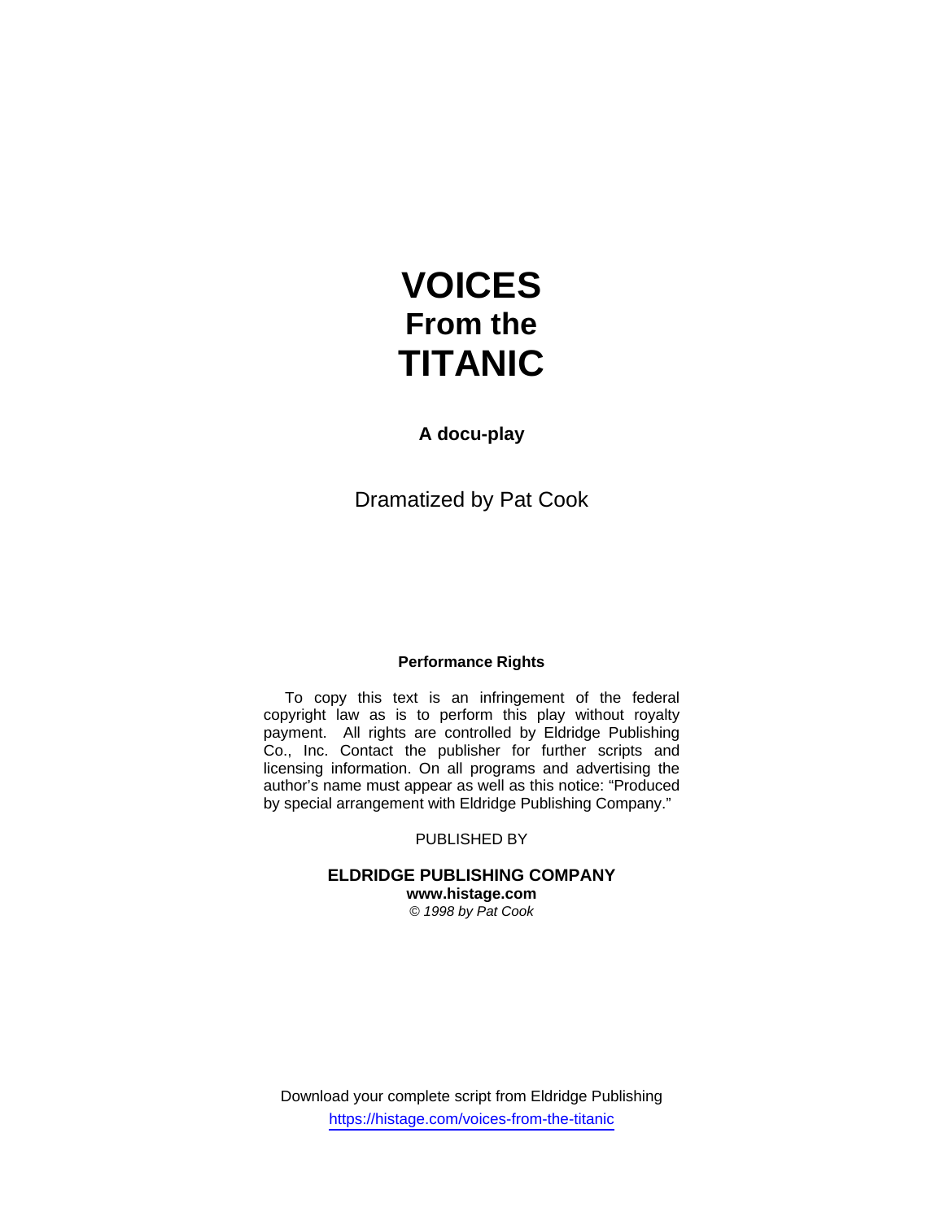# VOICES
## From the
# TITANIC

**A docu-play**

Dramatized by Pat Cook

**Performance Rights**

To copy this text is an infringement of the federal copyright law as is to perform this play without royalty payment. All rights are controlled by Eldridge Publishing Co., Inc. Contact the publisher for further scripts and licensing information. On all programs and advertising the author's name must appear as well as this notice: "Produced by special arrangement with Eldridge Publishing Company."

PUBLISHED BY

**ELDRIDGE PUBLISHING COMPANY**
**www.histage.com**
*© 1998 by Pat Cook*

Download your complete script from Eldridge Publishing
https://histage.com/voices-from-the-titanic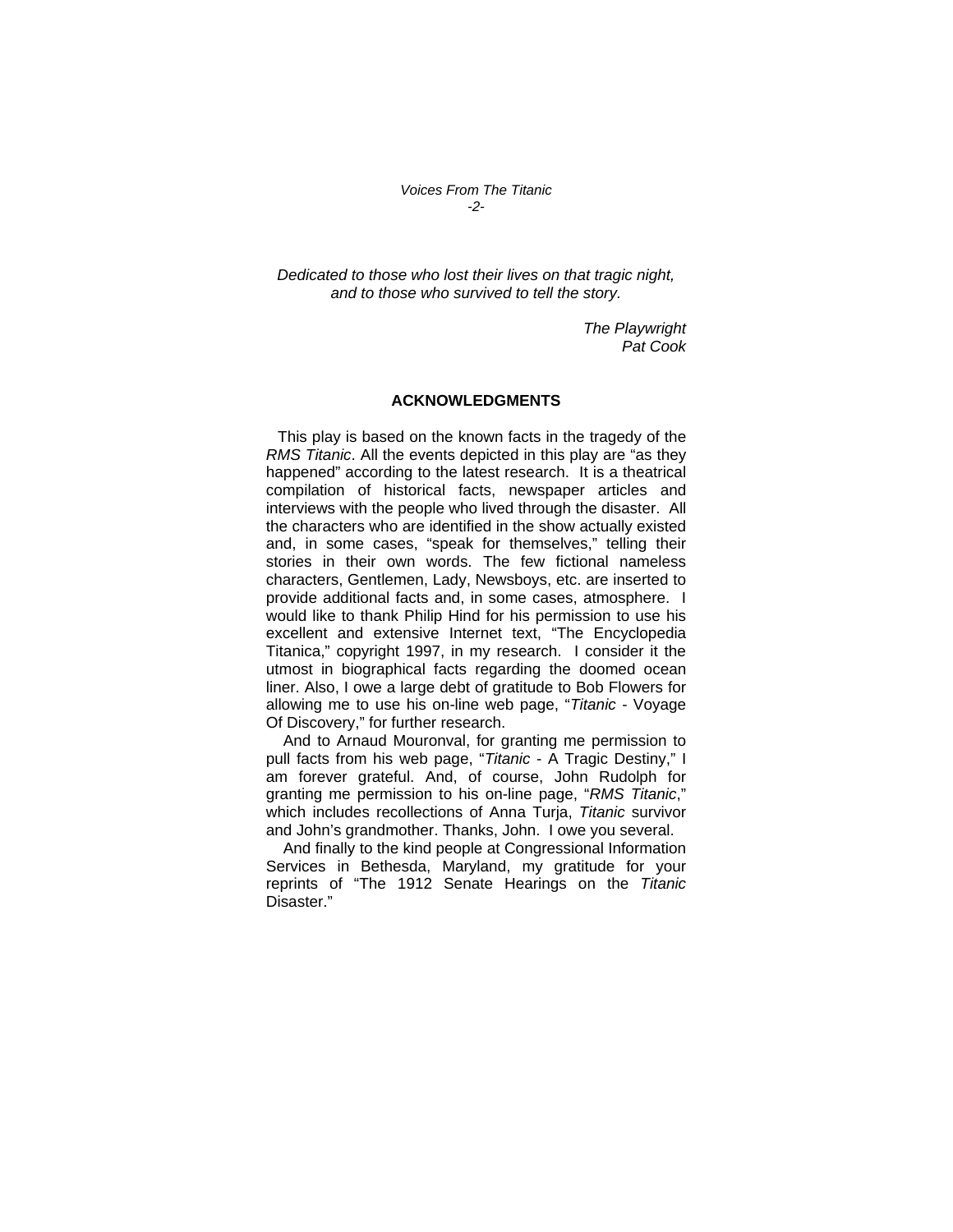*Dedicated to those who lost their lives on that tragic night, and to those who survived to tell the story.*

*The Playwright*
*Pat Cook*

## ACKNOWLEDGMENTS

This play is based on the known facts in the tragedy of the *RMS Titanic*. All the events depicted in this play are "as they happened" according to the latest research. It is a theatrical compilation of historical facts, newspaper articles and interviews with the people who lived through the disaster. All the characters who are identified in the show actually existed and, in some cases, "speak for themselves," telling their stories in their own words. The few fictional nameless characters, Gentlemen, Lady, Newsboys, etc. are inserted to provide additional facts and, in some cases, atmosphere. I would like to thank Philip Hind for his permission to use his excellent and extensive Internet text, "The Encyclopedia Titanica," copyright 1997, in my research. I consider it the utmost in biographical facts regarding the doomed ocean liner. Also, I owe a large debt of gratitude to Bob Flowers for allowing me to use his on-line web page, "*Titanic* - Voyage Of Discovery," for further research.

And to Arnaud Mouronval, for granting me permission to pull facts from his web page, "*Titanic* - A Tragic Destiny," I am forever grateful. And, of course, John Rudolph for granting me permission to his on-line page, "*RMS Titanic*," which includes recollections of Anna Turja, *Titanic* survivor and John's grandmother. Thanks, John. I owe you several.

And finally to the kind people at Congressional Information Services in Bethesda, Maryland, my gratitude for your reprints of "The 1912 Senate Hearings on the *Titanic* Disaster."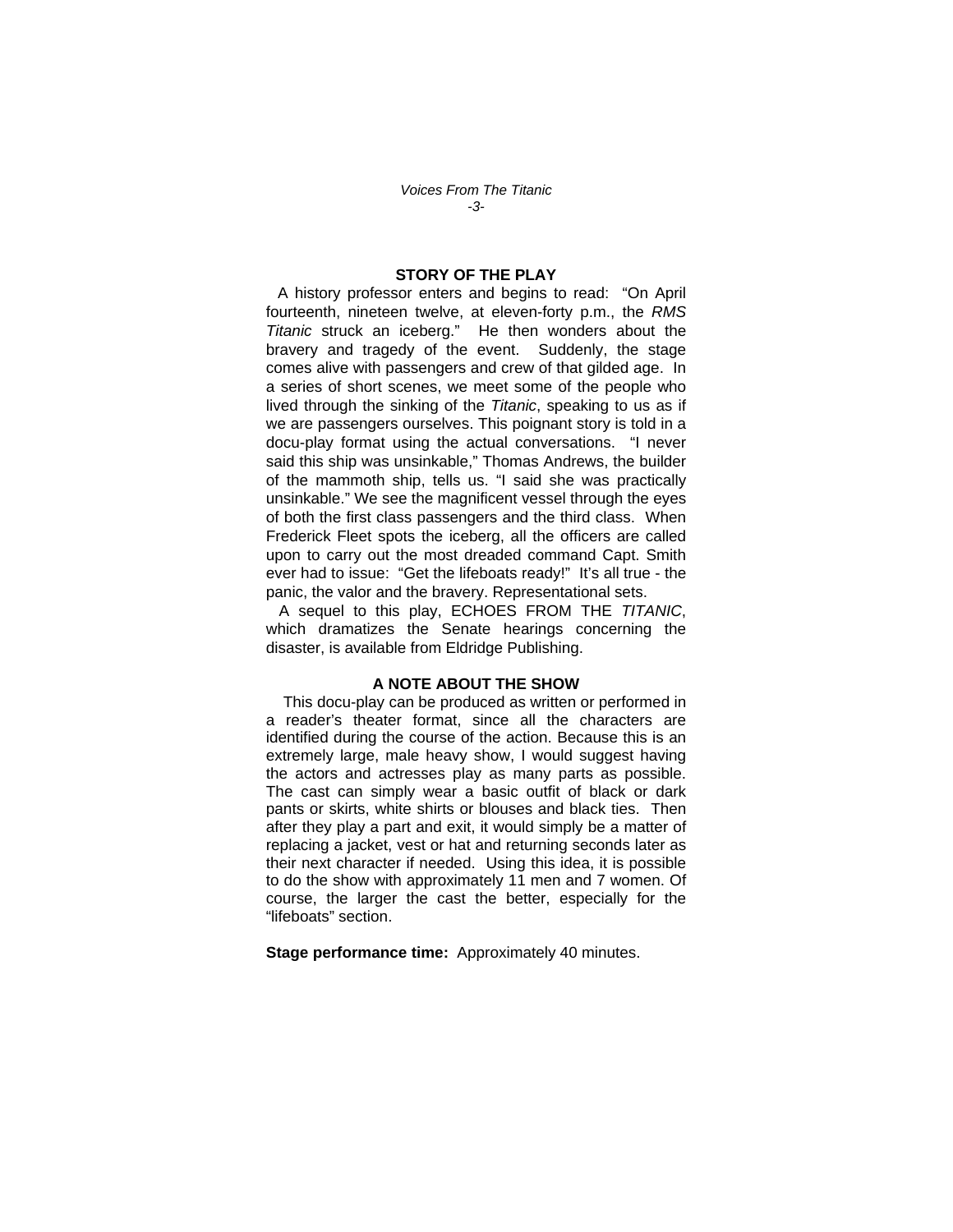## STORY OF THE PLAY

A history professor enters and begins to read: "On April fourteenth, nineteen twelve, at eleven-forty p.m., the *RMS Titanic* struck an iceberg." He then wonders about the bravery and tragedy of the event. Suddenly, the stage comes alive with passengers and crew of that gilded age. In a series of short scenes, we meet some of the people who lived through the sinking of the *Titanic*, speaking to us as if we are passengers ourselves. This poignant story is told in a docu-play format using the actual conversations. "I never said this ship was unsinkable," Thomas Andrews, the builder of the mammoth ship, tells us. "I said she was practically unsinkable." We see the magnificent vessel through the eyes of both the first class passengers and the third class. When Frederick Fleet spots the iceberg, all the officers are called upon to carry out the most dreaded command Capt. Smith ever had to issue: "Get the lifeboats ready!" It's all true - the panic, the valor and the bravery. Representational sets.

A sequel to this play, ECHOES FROM THE *TITANIC*, which dramatizes the Senate hearings concerning the disaster, is available from Eldridge Publishing.

## A NOTE ABOUT THE SHOW

This docu-play can be produced as written or performed in a reader's theater format, since all the characters are identified during the course of the action. Because this is an extremely large, male heavy show, I would suggest having the actors and actresses play as many parts as possible. The cast can simply wear a basic outfit of black or dark pants or skirts, white shirts or blouses and black ties. Then after they play a part and exit, it would simply be a matter of replacing a jacket, vest or hat and returning seconds later as their next character if needed. Using this idea, it is possible to do the show with approximately 11 men and 7 women. Of course, the larger the cast the better, especially for the "lifeboats" section.

**Stage performance time:** Approximately 40 minutes.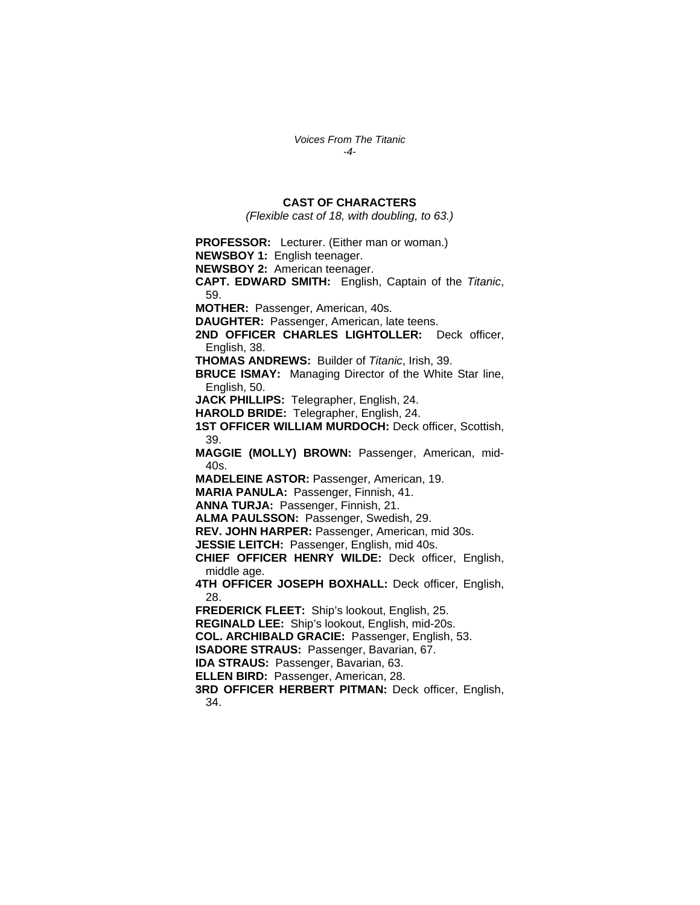## CAST OF CHARACTERS

*(Flexible cast of 18, with doubling, to 63.)*

**PROFESSOR:** Lecturer. (Either man or woman.)
**NEWSBOY 1:** English teenager.
**NEWSBOY 2:** American teenager.
**CAPT. EDWARD SMITH:** English, Captain of the *Titanic*, 59.
**MOTHER:** Passenger, American, 40s.
**DAUGHTER:** Passenger, American, late teens.
**2ND OFFICER CHARLES LIGHTOLLER:** Deck officer, English, 38.
**THOMAS ANDREWS:** Builder of *Titanic*, Irish, 39.
**BRUCE ISMAY:** Managing Director of the White Star line, English, 50.
**JACK PHILLIPS:** Telegrapher, English, 24.
**HAROLD BRIDE:** Telegrapher, English, 24.
**1ST OFFICER WILLIAM MURDOCH:** Deck officer, Scottish, 39.
**MAGGIE (MOLLY) BROWN:** Passenger, American, mid-40s.
**MADELEINE ASTOR:** Passenger, American, 19.
**MARIA PANULA:** Passenger, Finnish, 41.
**ANNA TURJA:** Passenger, Finnish, 21.
**ALMA PAULSSON:** Passenger, Swedish, 29.
**REV. JOHN HARPER:** Passenger, American, mid 30s.
**JESSIE LEITCH:** Passenger, English, mid 40s.
**CHIEF OFFICER HENRY WILDE:** Deck officer, English, middle age.
**4TH OFFICER JOSEPH BOXHALL:** Deck officer, English, 28.
**FREDERICK FLEET:** Ship's lookout, English, 25.
**REGINALD LEE:** Ship's lookout, English, mid-20s.
**COL. ARCHIBALD GRACIE:** Passenger, English, 53.
**ISADORE STRAUS:** Passenger, Bavarian, 67.
**IDA STRAUS:** Passenger, Bavarian, 63.
**ELLEN BIRD:** Passenger, American, 28.
**3RD OFFICER HERBERT PITMAN:** Deck officer, English, 34.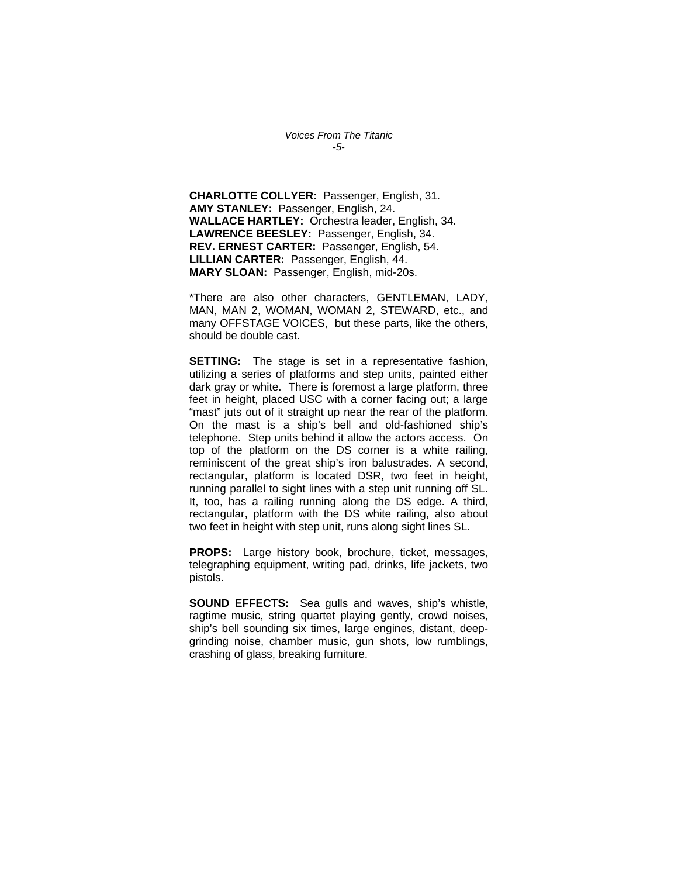**CHARLOTTE COLLYER:** Passenger, English, 31.
**AMY STANLEY:** Passenger, English, 24.
**WALLACE HARTLEY:** Orchestra leader, English, 34.
**LAWRENCE BEESLEY:** Passenger, English, 34.
**REV. ERNEST CARTER:** Passenger, English, 54.
**LILLIAN CARTER:** Passenger, English, 44.
**MARY SLOAN:** Passenger, English, mid-20s.

*There are also other characters, GENTLEMAN, LADY, MAN, MAN 2, WOMAN, WOMAN 2, STEWARD, etc., and many OFFSTAGE VOICES, but these parts, like the others, should be double cast.

**SETTING:** The stage is set in a representative fashion, utilizing a series of platforms and step units, painted either dark gray or white. There is foremost a large platform, three feet in height, placed USC with a corner facing out; a large "mast" juts out of it straight up near the rear of the platform. On the mast is a ship's bell and old-fashioned ship's telephone. Step units behind it allow the actors access. On top of the platform on the DS corner is a white railing, reminiscent of the great ship's iron balustrades. A second, rectangular, platform is located DSR, two feet in height, running parallel to sight lines with a step unit running off SL. It, too, has a railing running along the DS edge. A third, rectangular, platform with the DS white railing, also about two feet in height with step unit, runs along sight lines SL.

**PROPS:** Large history book, brochure, ticket, messages, telegraphing equipment, writing pad, drinks, life jackets, two pistols.

**SOUND EFFECTS:** Sea gulls and waves, ship's whistle, ragtime music, string quartet playing gently, crowd noises, ship's bell sounding six times, large engines, distant, deep-grinding noise, chamber music, gun shots, low rumblings, crashing of glass, breaking furniture.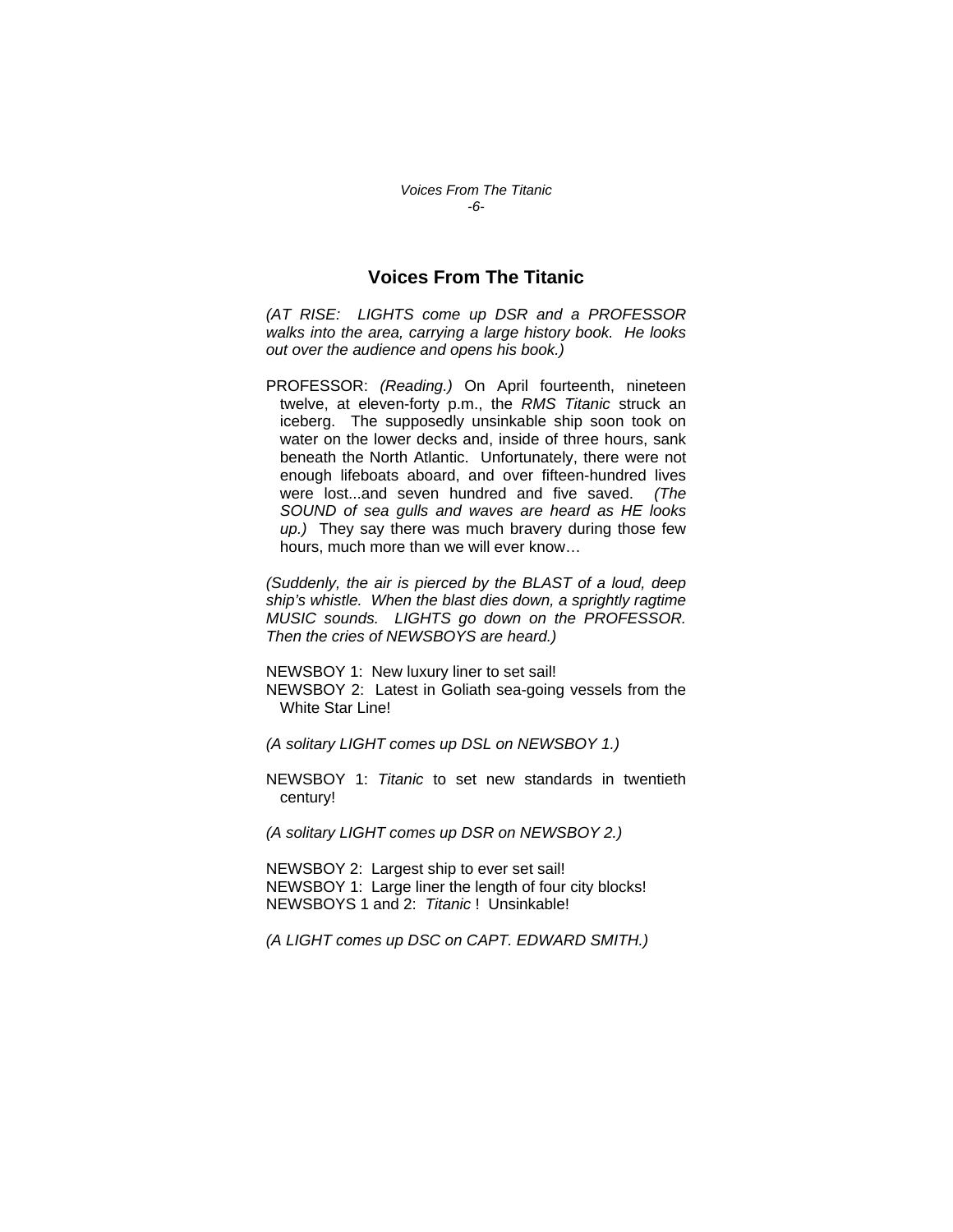## Voices From The Titanic

*(AT RISE: LIGHTS come up DSR and a PROFESSOR walks into the area, carrying a large history book. He looks out over the audience and opens his book.)*

PROFESSOR: *(Reading.)* On April fourteenth, nineteen twelve, at eleven-forty p.m., the *RMS Titanic* struck an iceberg. The supposedly unsinkable ship soon took on water on the lower decks and, inside of three hours, sank beneath the North Atlantic. Unfortunately, there were not enough lifeboats aboard, and over fifteen-hundred lives were lost...and seven hundred and five saved. *(The SOUND of sea gulls and waves are heard as HE looks up.)* They say there was much bravery during those few hours, much more than we will ever know…

*(Suddenly, the air is pierced by the BLAST of a loud, deep ship's whistle. When the blast dies down, a sprightly ragtime MUSIC sounds. LIGHTS go down on the PROFESSOR. Then the cries of NEWSBOYS are heard.)*

NEWSBOY 1: New luxury liner to set sail!
NEWSBOY 2: Latest in Goliath sea-going vessels from the White Star Line!

*(A solitary LIGHT comes up DSL on NEWSBOY 1.)*

NEWSBOY 1: *Titanic* to set new standards in twentieth century!

*(A solitary LIGHT comes up DSR on NEWSBOY 2.)*

NEWSBOY 2: Largest ship to ever set sail!
NEWSBOY 1: Large liner the length of four city blocks!
NEWSBOYS 1 and 2: *Titanic* ! Unsinkable!

*(A LIGHT comes up DSC on CAPT. EDWARD SMITH.)*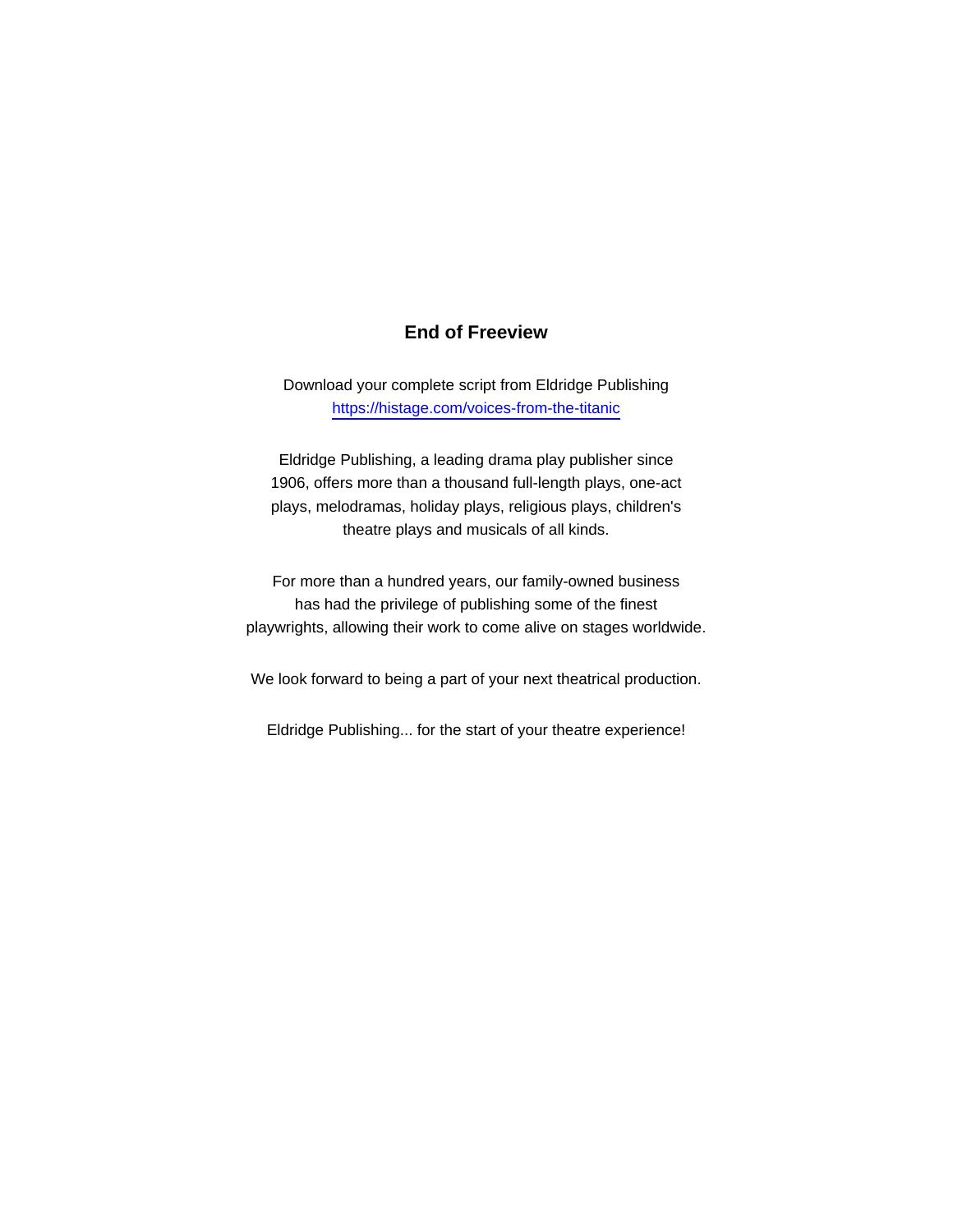**End of Freeview**

Download your complete script from Eldridge Publishing
https://histage.com/voices-from-the-titanic

Eldridge Publishing, a leading drama play publisher since 1906, offers more than a thousand full-length plays, one-act plays, melodramas, holiday plays, religious plays, children's theatre plays and musicals of all kinds.

For more than a hundred years, our family-owned business has had the privilege of publishing some of the finest playwrights, allowing their work to come alive on stages worldwide.

We look forward to being a part of your next theatrical production.

Eldridge Publishing... for the start of your theatre experience!